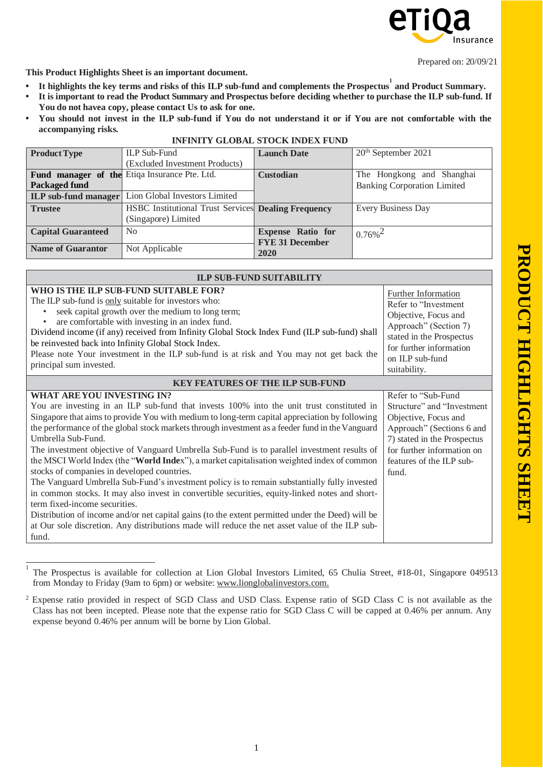Prepared on: 20/09/21

**This Product Highlights Sheet is an important document.**

- **It highlights the key terms and risks of this ILP sub-fund and complements the Prospectus[1] and Product Summary.**
- **It is important to read the Product Summary and Prospectus before deciding whether to purchase the ILP sub-fund. If You do not havea copy, please contact Us to ask for one.**
- **You should not invest in the ILP sub-fund if You do not understand it or if You are not comfortable with the accompanying risks.**

**INFINITY GLOBAL STOCK INDEX FUND**

| **Product Type** | ILP Sub-Fund (Excluded Investment Products) | **Launch Date** | 20th September 2021 |
|---|---|---|---|
| **Fund manager of the Packaged fund** | Etiqa Insurance Pte. Ltd. | **Custodian** | The Hongkong and Shanghai Banking Corporation Limited |
| **ILP sub-fund manager** | Lion Global Investors Limited | | |
| **Trustee** | HSBC Institutional Trust Services (Singapore) Limited | **Dealing Frequency** | Every Business Day |
| **Capital Guaranteed** | No | **Expense Ratio for FYE 31 December 2020** | 0.76%[2] |
| **Name of Guarantor** | Not Applicable | | |

| **ILP SUB-FUND SUITABILITY** | |
|---|---|
| **WHO IS THE ILP SUB-FUND SUITABLE FOR?**<br>The ILP sub-fund is only suitable for investors who:<br>• seek capital growth over the medium to long term;<br>• are comfortable with investing in an index fund.<br>Dividend income (if any) received from Infinity Global Stock Index Fund (ILP sub-fund) shall be reinvested back into Infinity Global Stock Index.<br>Please note Your investment in the ILP sub-fund is at risk and You may not get back the principal sum invested. | Further Information<br>Refer to "Investment Objective, Focus and Approach" (Section 7) stated in the Prospectus for further information on ILP sub-fund suitability. |
| **KEY FEATURES OF THE ILP SUB-FUND** | |
| **WHAT ARE YOU INVESTING IN?**<br>You are investing in an ILP sub-fund that invests 100% into the unit trust constituted in Singapore that aims to provide You with medium to long-term capital appreciation by following the performance of the global stock markets through investment as a feeder fund in the Vanguard Umbrella Sub-Fund.<br>The investment objective of Vanguard Umbrella Sub-Fund is to parallel investment results of the MSCI World Index (the "**World Index**"), a market capitalisation weighted index of common stocks of companies in developed countries.<br>The Vanguard Umbrella Sub-Fund's investment policy is to remain substantially fully invested in common stocks. It may also invest in convertible securities, equity-linked notes and short-term fixed-income securities.<br>Distribution of income and/or net capital gains (to the extent permitted under the Deed) will be at Our sole discretion. Any distributions made will reduce the net asset value of the ILP sub-fund. | Refer to "Sub-Fund Structure" and "Investment Objective, Focus and Approach" (Sections 6 and 7) stated in the Prospectus for further information on features of the ILP sub-fund. |

[1] The Prospectus is available for collection at Lion Global Investors Limited, 65 Chulia Street, #18-01, Singapore 049513 from Monday to Friday (9am to 6pm) or website: www.lionglobalinvestors.com.

[2] Expense ratio provided in respect of SGD Class and USD Class. Expense ratio of SGD Class C is not available as the Class has not been incepted. Please note that the expense ratio for SGD Class C will be capped at 0.46% per annum. Any expense beyond 0.46% per annum will be borne by Lion Global.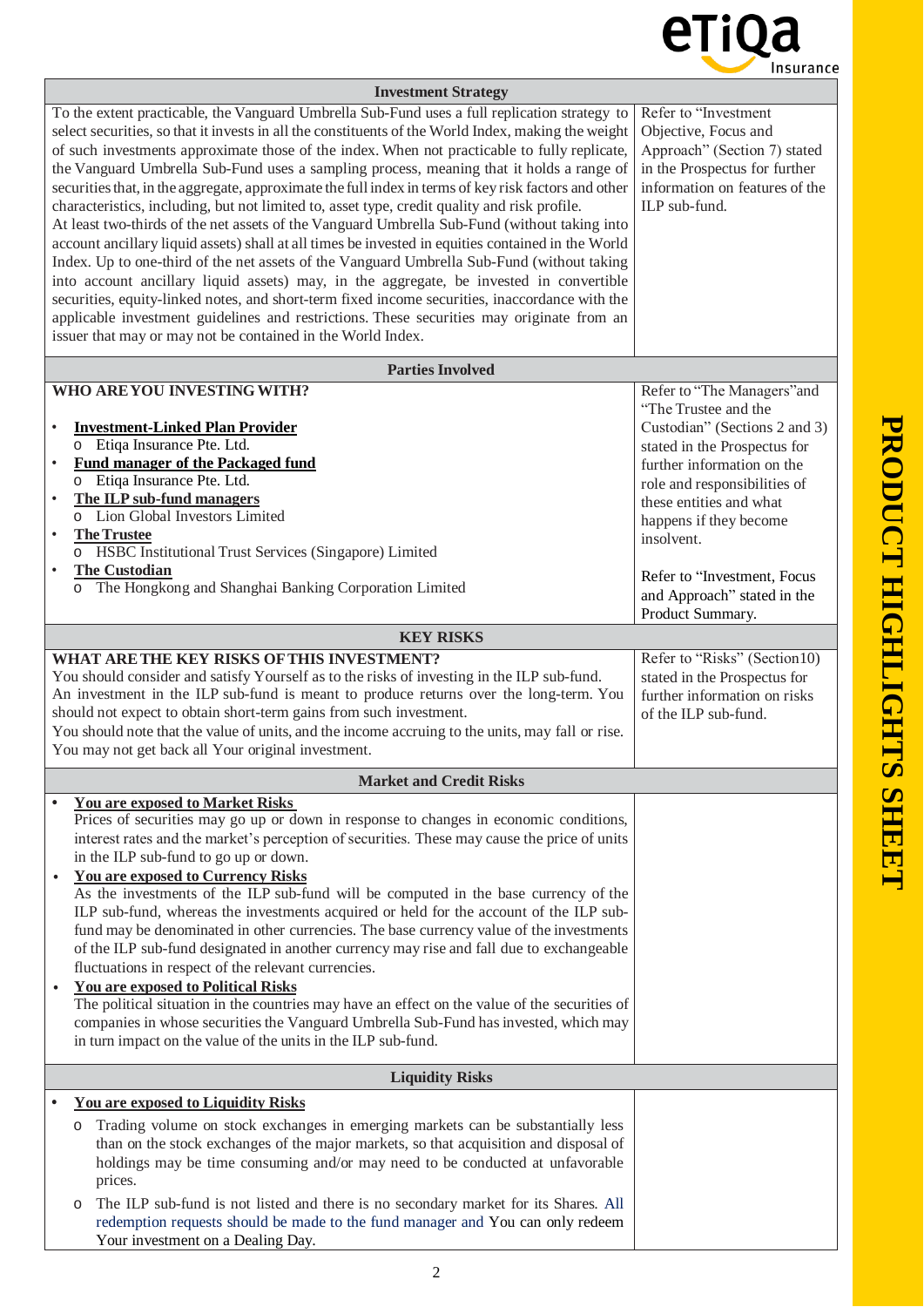## Investment Strategy

| | |
|---|---|
| To the extent practicable, the Vanguard Umbrella Sub-Fund uses a full replication strategy to select securities, so that it invests in all the constituents of the World Index, making the weight of such investments approximate those of the index. When not practicable to fully replicate, the Vanguard Umbrella Sub-Fund uses a sampling process, meaning that it holds a range of securities that, in the aggregate, approximate the full index in terms of key risk factors and other characteristics, including, but not limited to, asset type, credit quality and risk profile.<br>At least two-thirds of the net assets of the Vanguard Umbrella Sub-Fund (without taking into account ancillary liquid assets) shall at all times be invested in equities contained in the World Index. Up to one-third of the net assets of the Vanguard Umbrella Sub-Fund (without taking into account ancillary liquid assets) may, in the aggregate, be invested in convertible securities, equity-linked notes, and short-term fixed income securities, inaccordance with the applicable investment guidelines and restrictions. These securities may originate from an issuer that may or may not be contained in the World Index. | Refer to "Investment Objective, Focus and Approach" (Section 7) stated in the Prospectus for further information on features of the ILP sub-fund. |

## Parties Involved

| | |
|---|---|
| **WHO ARE YOU INVESTING WITH?**<br>• **Investment-Linked Plan Provider**<br>  o Etiqa Insurance Pte. Ltd.<br>• **Fund manager of the Packaged fund**<br>  o Etiqa Insurance Pte. Ltd.<br>• **The ILP sub-fund managers**<br>  o Lion Global Investors Limited<br>• **The Trustee**<br>  o HSBC Institutional Trust Services (Singapore) Limited<br>• **The Custodian**<br>  o The Hongkong and Shanghai Banking Corporation Limited | Refer to "The Managers" and "The Trustee and the Custodian" (Sections 2 and 3) stated in the Prospectus for further information on the role and responsibilities of these entities and what happens if they become insolvent.<br><br>Refer to "Investment, Focus and Approach" stated in the Product Summary. |

## KEY RISKS

| | |
|---|---|
| **WHAT ARE THE KEY RISKS OF THIS INVESTMENT?**<br>You should consider and satisfy Yourself as to the risks of investing in the ILP sub-fund.<br>An investment in the ILP sub-fund is meant to produce returns over the long-term. You should not expect to obtain short-term gains from such investment.<br>You should note that the value of units, and the income accruing to the units, may fall or rise. You may not get back all Your original investment. | Refer to "Risks" (Section10) stated in the Prospectus for further information on risks of the ILP sub-fund. |

### Market and Credit Risks

- **You are exposed to Market Risks**
  Prices of securities may go up or down in response to changes in economic conditions, interest rates and the market's perception of securities. These may cause the price of units in the ILP sub-fund to go up or down.
- **You are exposed to Currency Risks**
  As the investments of the ILP sub-fund will be computed in the base currency of the ILP sub-fund, whereas the investments acquired or held for the account of the ILP sub-fund may be denominated in other currencies. The base currency value of the investments of the ILP sub-fund designated in another currency may rise and fall due to exchangeable fluctuations in respect of the relevant currencies.
- **You are exposed to Political Risks**
  The political situation in the countries may have an effect on the value of the securities of companies in whose securities the Vanguard Umbrella Sub-Fund has invested, which may in turn impact on the value of the units in the ILP sub-fund.

### Liquidity Risks

- **You are exposed to Liquidity Risks**
  - Trading volume on stock exchanges in emerging markets can be substantially less than on the stock exchanges of the major markets, so that acquisition and disposal of holdings may be time consuming and/or may need to be conducted at unfavorable prices.
  - The ILP sub-fund is not listed and there is no secondary market for its Shares. All redemption requests should be made to the fund manager and You can only redeem Your investment on a Dealing Day.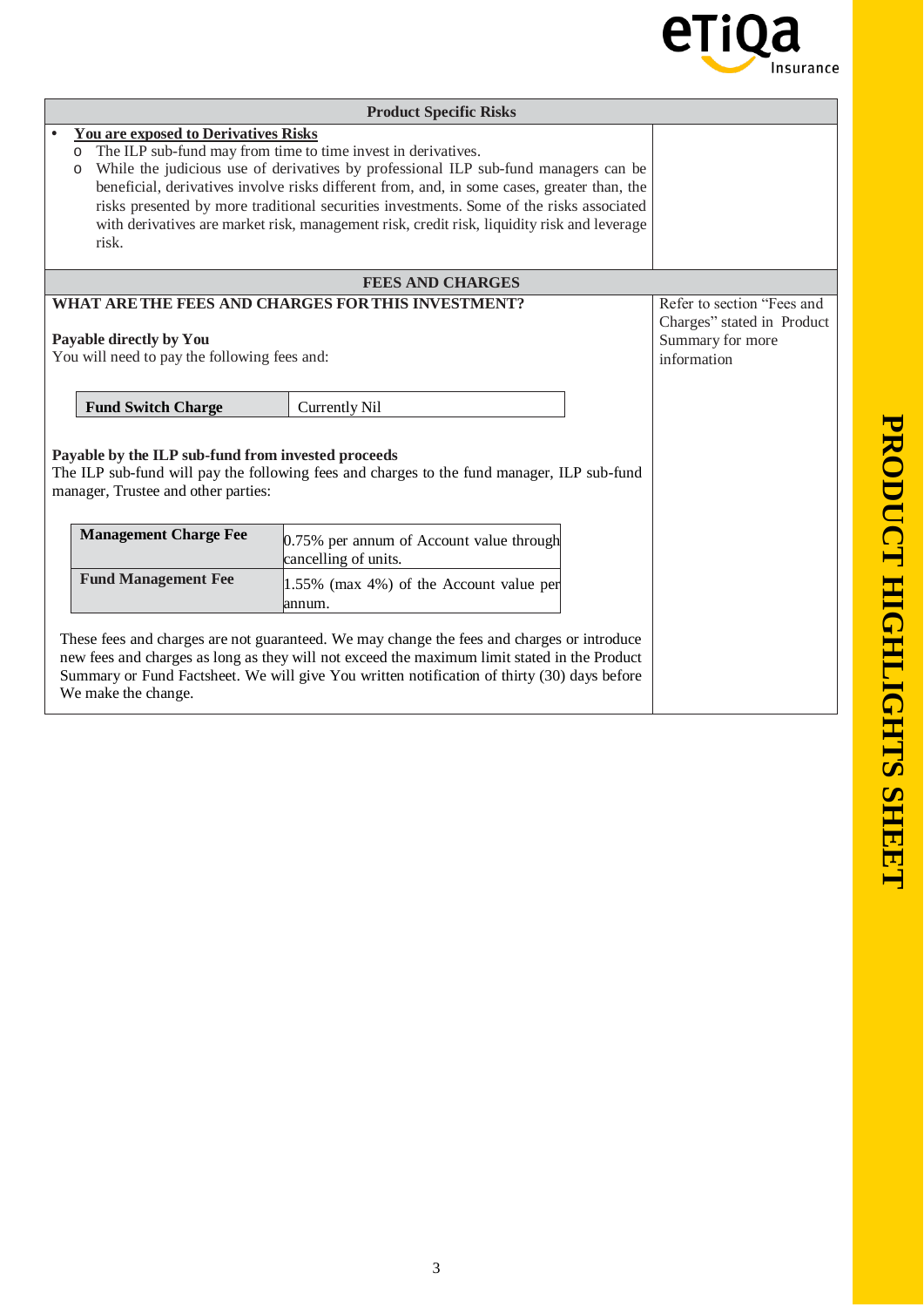## Product Specific Risks

- **You are exposed to Derivatives Risks**
  - The ILP sub-fund may from time to time invest in derivatives.
  - While the judicious use of derivatives by professional ILP sub-fund managers can be beneficial, derivatives involve risks different from, and, in some cases, greater than, the risks presented by more traditional securities investments. Some of the risks associated with derivatives are market risk, management risk, credit risk, liquidity risk and leverage risk.

## FEES AND CHARGES

**WHAT ARE THE FEES AND CHARGES FOR THIS INVESTMENT?**

Refer to section "Fees and Charges" stated in Product Summary for more information

**Payable directly by You**

You will need to pay the following fees and:

| Fund Switch Charge | Currently Nil |
|---|---|

**Payable by the ILP sub-fund from invested proceeds**

The ILP sub-fund will pay the following fees and charges to the fund manager, ILP sub-fund manager, Trustee and other parties:

| Management Charge Fee | 0.75% per annum of Account value through cancelling of units. |
|---|---|
| **Fund Management Fee** | 1.55% (max 4%) of the Account value per annum. |

These fees and charges are not guaranteed. We may change the fees and charges or introduce new fees and charges as long as they will not exceed the maximum limit stated in the Product Summary or Fund Factsheet. We will give You written notification of thirty (30) days before We make the change.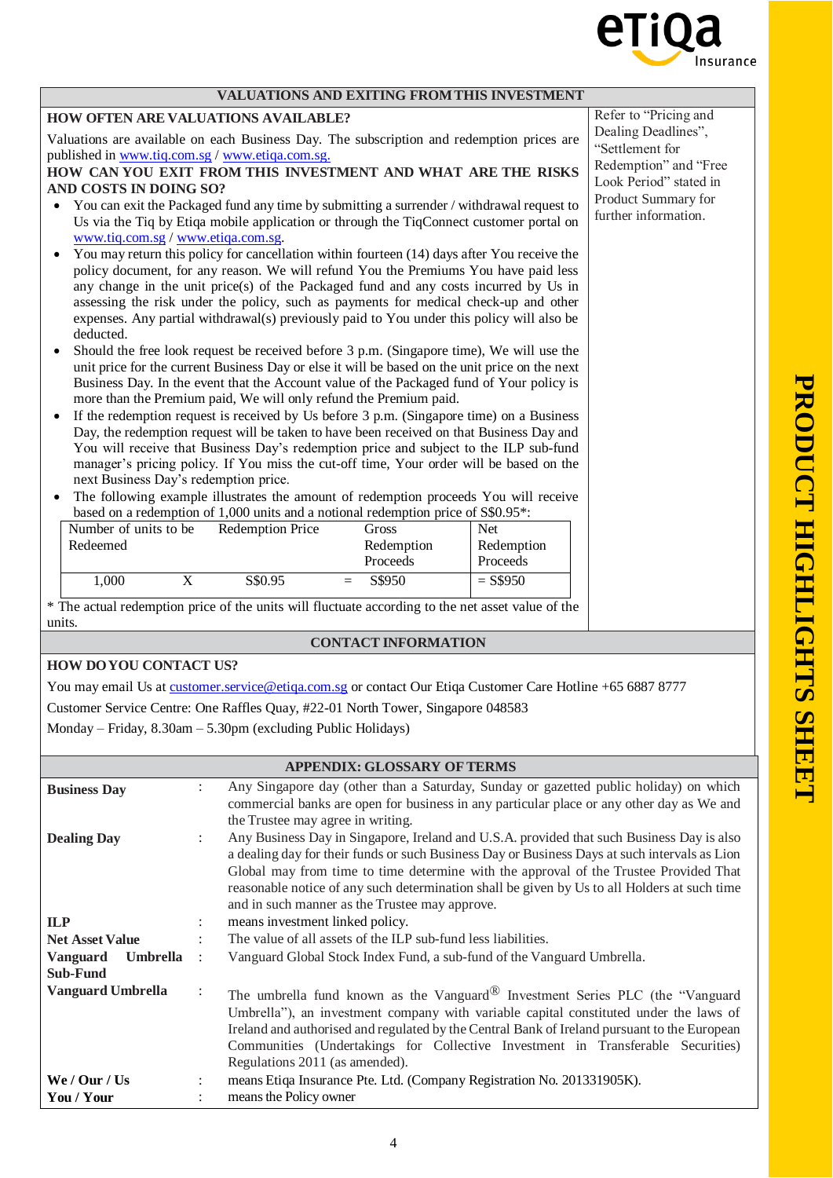## VALUATIONS AND EXITING FROM THIS INVESTMENT

**HOW OFTEN ARE VALUATIONS AVAILABLE?**

Valuations are available on each Business Day. The subscription and redemption prices are published in www.tiq.com.sg / www.etiqa.com.sg.

**HOW CAN YOU EXIT FROM THIS INVESTMENT AND WHAT ARE THE RISKS AND COSTS IN DOING SO?**

- You can exit the Packaged fund any time by submitting a surrender / withdrawal request to Us via the Tiq by Etiqa mobile application or through the TiqConnect customer portal on www.tiq.com.sg / www.etiqa.com.sg.
- You may return this policy for cancellation within fourteen (14) days after You receive the policy document, for any reason. We will refund You the Premiums You have paid less any change in the unit price(s) of the Packaged fund and any costs incurred by Us in assessing the risk under the policy, such as payments for medical check-up and other expenses. Any partial withdrawal(s) previously paid to You under this policy will also be deducted.
- Should the free look request be received before 3 p.m. (Singapore time), We will use the unit price for the current Business Day or else it will be based on the unit price on the next Business Day. In the event that the Account value of the Packaged fund of Your policy is more than the Premium paid, We will only refund the Premium paid.
- If the redemption request is received by Us before 3 p.m. (Singapore time) on a Business Day, the redemption request will be taken to have been received on that Business Day and You will receive that Business Day's redemption price and subject to the ILP sub-fund manager's pricing policy. If You miss the cut-off time, Your order will be based on the next Business Day's redemption price.
- The following example illustrates the amount of redemption proceeds You will receive based on a redemption of 1,000 units and a notional redemption price of S$0.95*:

| Number of units to be Redeemed | | Redemption Price | | Gross Redemption Proceeds | Net Redemption Proceeds |
|---|---|---|---|---|---|
| 1,000 | X | S$0.95 | = | S$950 | = S$950 |

\* The actual redemption price of the units will fluctuate according to the net asset value of the units.

Refer to "Pricing and Dealing Deadlines", "Settlement for Redemption" and "Free Look Period" stated in Product Summary for further information.

## CONTACT INFORMATION

**HOW DO YOU CONTACT US?**

You may email Us at customer.service@etiqa.com.sg or contact Our Etiqa Customer Care Hotline +65 6887 8777

Customer Service Centre: One Raffles Quay, #22-01 North Tower, Singapore 048583

Monday – Friday, 8.30am – 5.30pm (excluding Public Holidays)

## APPENDIX: GLOSSARY OF TERMS

| | | |
|---|---|---|
| **Business Day** | : | Any Singapore day (other than a Saturday, Sunday or gazetted public holiday) on which commercial banks are open for business in any particular place or any other day as We and the Trustee may agree in writing. |
| **Dealing Day** | : | Any Business Day in Singapore, Ireland and U.S.A. provided that such Business Day is also a dealing day for their funds or such Business Day or Business Days at such intervals as Lion Global may from time to time determine with the approval of the Trustee Provided That reasonable notice of any such determination shall be given by Us to all Holders at such time and in such manner as the Trustee may approve. |
| **ILP** | : | means investment linked policy. |
| **Net Asset Value** | : | The value of all assets of the ILP sub-fund less liabilities. |
| **Vanguard Umbrella Sub-Fund** | : | Vanguard Global Stock Index Fund, a sub-fund of the Vanguard Umbrella. |
| **Vanguard Umbrella** | : | The umbrella fund known as the Vanguard® Investment Series PLC (the "Vanguard Umbrella"), an investment company with variable capital constituted under the laws of Ireland and authorised and regulated by the Central Bank of Ireland pursuant to the European Communities (Undertakings for Collective Investment in Transferable Securities) Regulations 2011 (as amended). |
| **We / Our / Us** | : | means Etiqa Insurance Pte. Ltd. (Company Registration No. 201331905K). |
| **You / Your** | : | means the Policy owner |